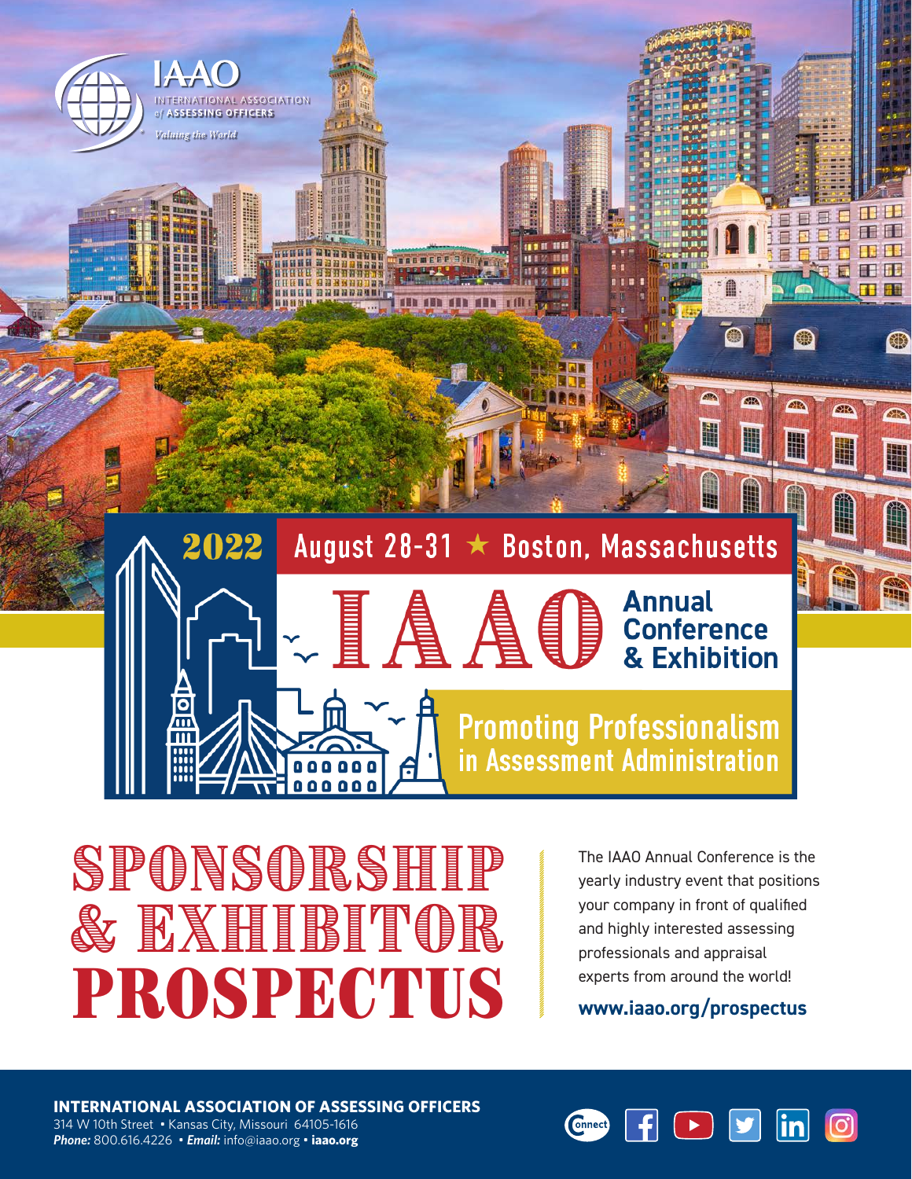IAAO

INTERNATIONAL ASSOCIATION of ASSESSING OFFICERS

*Valuing the World*

**2022** August 28-31 ★ Boston, Massachusetts

# IAAO Annual Conference & Exhibition

**Promoting Professionalism in Assessment Administration**

# SPONSORSHIP & EXHIBITOR PROSPECTUS

The IAAO Annual Conference is the yearly industry event that positions your company in front of qualified and highly interested assessing professionals and appraisal experts from around the world!

**www.iaao.org/prospectus**

**INTERNATIONAL ASSOCIATION OF ASSESSING OFFICERS**
314 W 10th Street • Kansas City, Missouri 64105-1616
***Phone:*** 800.616.4226 • ***Email:*** info@iaao.org • **iaao.org**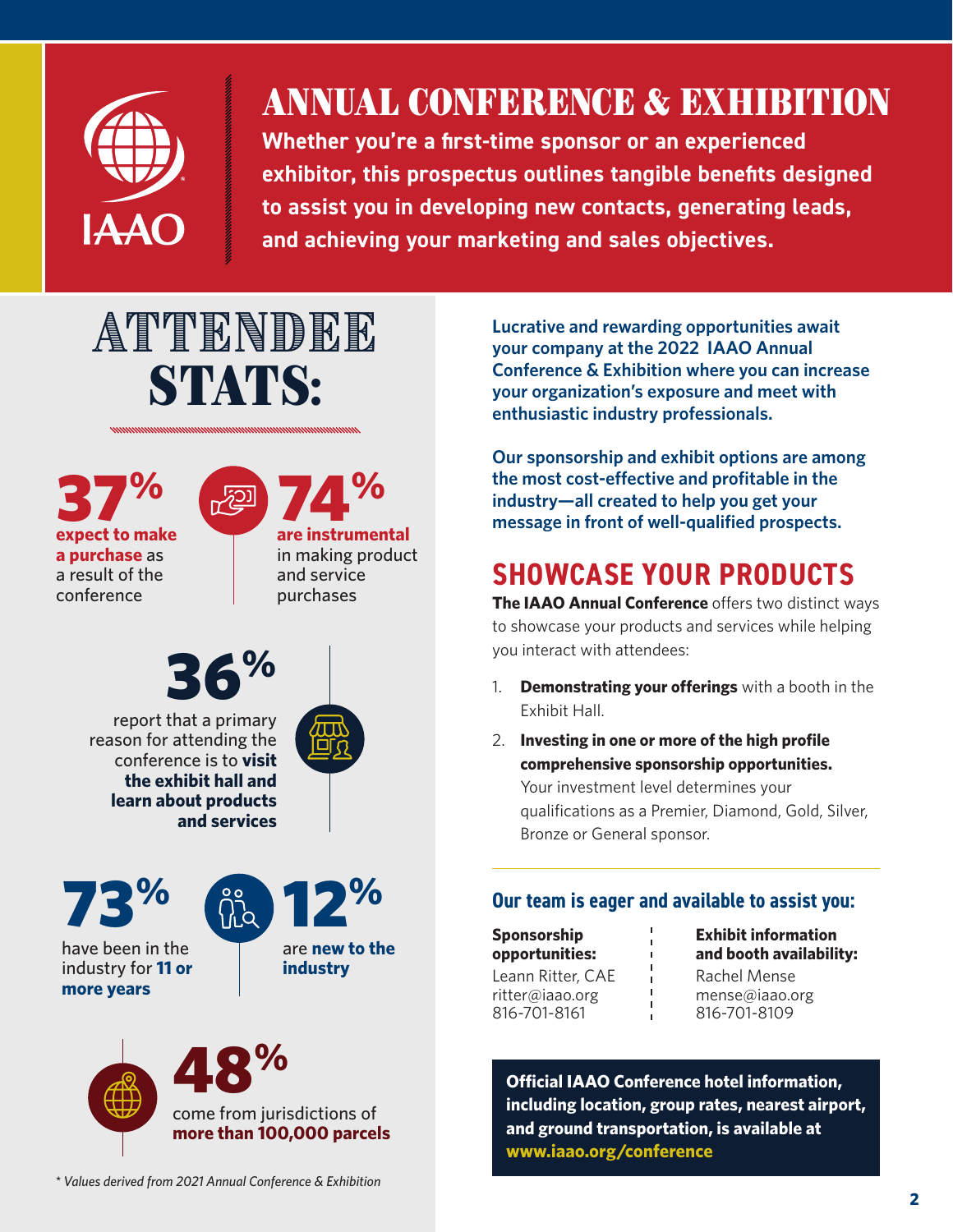# ANNUAL CONFERENCE & EXHIBITION

**Whether you're a first-time sponsor or an experienced exhibitor, this prospectus outlines tangible benefits designed to assist you in developing new contacts, generating leads, and achieving your marketing and sales objectives.**

## ATTENDEE STATS:

**37%** **expect to make a purchase** as a result of the conference

**74%** **are instrumental** in making product and service purchases

**36%** report that a primary reason for attending the conference is to **visit the exhibit hall and learn about products and services**

**73%** have been in the industry for **11 or more years**

**12%** are **new to the industry**

**48%** come from jurisdictions of **more than 100,000 parcels**

*\* Values derived from 2021 Annual Conference & Exhibition*

**Lucrative and rewarding opportunities await your company at the 2022 IAAO Annual Conference & Exhibition where you can increase your organization's exposure and meet with enthusiastic industry professionals.**

**Our sponsorship and exhibit options are among the most cost-effective and profitable in the industry—all created to help you get your message in front of well-qualified prospects.**

## SHOWCASE YOUR PRODUCTS

**The IAAO Annual Conference** offers two distinct ways to showcase your products and services while helping you interact with attendees:

1. **Demonstrating your offerings** with a booth in the Exhibit Hall.
2. **Investing in one or more of the high profile comprehensive sponsorship opportunities.** Your investment level determines your qualifications as a Premier, Diamond, Gold, Silver, Bronze or General sponsor.

### Our team is eager and available to assist you:

**Sponsorship opportunities:**
Leann Ritter, CAE
ritter@iaao.org
816-701-8161

**Exhibit information and booth availability:**
Rachel Mense
mense@iaao.org
816-701-8109

**Official IAAO Conference hotel information, including location, group rates, nearest airport, and ground transportation, is available at www.iaao.org/conference**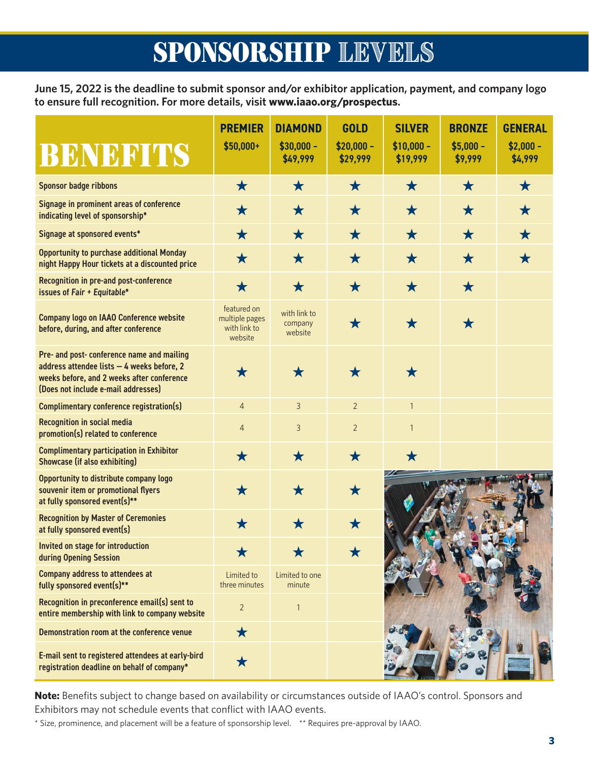# SPONSORSHIP LEVELS

**June 15, 2022 is the deadline to submit sponsor and/or exhibitor application, payment, and company logo to ensure full recognition. For more details, visit www.iaao.org/prospectus.**

| BENEFITS | PREMIER $50,000+ | DIAMOND $30,000 - $49,999 | GOLD $20,000 - $29,999 | SILVER $10,000 - $19,999 | BRONZE $5,000 - $9,999 | GENERAL $2,000 - $4,999 |
|---|---|---|---|---|---|---|
| Sponsor badge ribbons | ★ | ★ | ★ | ★ | ★ | ★ |
| Signage in prominent areas of conference indicating level of sponsorship* | ★ | ★ | ★ | ★ | ★ | ★ |
| Signage at sponsored events* | ★ | ★ | ★ | ★ | ★ | ★ |
| Opportunity to purchase additional Monday night Happy Hour tickets at a discounted price | ★ | ★ | ★ | ★ | ★ | ★ |
| Recognition in pre-and post-conference issues of *Fair + Equitable** | ★ | ★ | ★ | ★ | ★ | |
| Company logo on IAAO Conference website before, during, and after conference | featured on multiple pages with link to website | with link to company website | ★ | ★ | ★ | |
| Pre- and post- conference name and mailing address attendee lists — 4 weeks before, 2 weeks before, and 2 weeks after conference (Does not include e-mail addresses) | ★ | ★ | ★ | ★ | | |
| Complimentary conference registration(s) | 4 | 3 | 2 | 1 | | |
| Recognition in social media promotion(s) related to conference | 4 | 3 | 2 | 1 | | |
| Complimentary participation in Exhibitor Showcase (if also exhibiting) | ★ | ★ | ★ | ★ | | |
| Opportunity to distribute company logo souvenir item or promotional flyers at fully sponsored event(s)** | ★ | ★ | ★ | | | |
| Recognition by Master of Ceremonies at fully sponsored event(s) | ★ | ★ | ★ | | | |
| Invited on stage for introduction during Opening Session | ★ | ★ | ★ | | | |
| Company address to attendees at fully sponsored event(s)** | Limited to three minutes | Limited to one minute | | | | |
| Recognition in preconference email(s) sent to entire membership with link to company website | 2 | 1 | | | | |
| Demonstration room at the conference venue | ★ | | | | | |
| E-mail sent to registered attendees at early-bird registration deadline on behalf of company* | ★ | | | | | |

**Note:** Benefits subject to change based on availability or circumstances outside of IAAO's control. Sponsors and Exhibitors may not schedule events that conflict with IAAO events.

\* Size, prominence, and placement will be a feature of sponsorship level. ** Requires pre-approval by IAAO.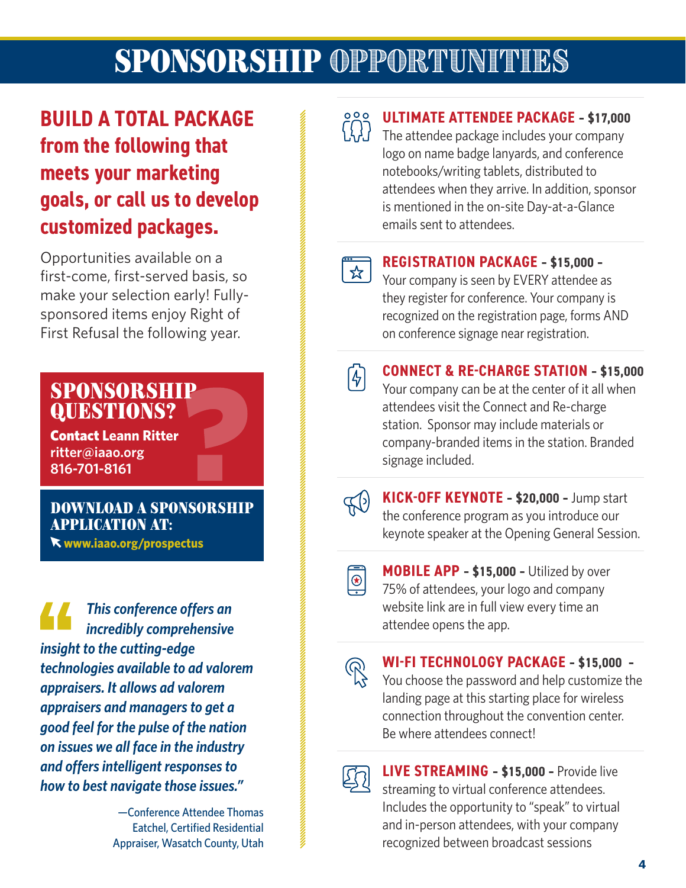# SPONSORSHIP OPPORTUNITIES

## BUILD A TOTAL PACKAGE from the following that meets your marketing goals, or call us to develop customized packages.

Opportunities available on a first-come, first-served basis, so make your selection early! Fully-sponsored items enjoy Right of First Refusal the following year.

### SPONSORSHIP QUESTIONS?

**Contact Leann Ritter**
ritter@iaao.org
816-701-8161

### DOWNLOAD A SPONSORSHIP APPLICATION AT:

**www.iaao.org/prospectus**

> *"This conference offers an incredibly comprehensive insight to the cutting-edge technologies available to ad valorem appraisers. It allows ad valorem appraisers and managers to get a good feel for the pulse of the nation on issues we all face in the industry and offers intelligent responses to how to best navigate those issues."*
>
> —Conference Attendee Thomas Eatchel, Certified Residential Appraiser, Wasatch County, Utah

**ULTIMATE ATTENDEE PACKAGE - $17,000**
The attendee package includes your company logo on name badge lanyards, and conference notebooks/writing tablets, distributed to attendees when they arrive. In addition, sponsor is mentioned in the on-site Day-at-a-Glance emails sent to attendees.

**REGISTRATION PACKAGE - $15,000 -**
Your company is seen by EVERY attendee as they register for conference. Your company is recognized on the registration page, forms AND on conference signage near registration.

**CONNECT & RE-CHARGE STATION - $15,000**
Your company can be at the center of it all when attendees visit the Connect and Re-charge station. Sponsor may include materials or company-branded items in the station. Branded signage included.

**KICK-OFF KEYNOTE - $20,000 -** Jump start the conference program as you introduce our keynote speaker at the Opening General Session.

**MOBILE APP - $15,000 -** Utilized by over 75% of attendees, your logo and company website link are in full view every time an attendee opens the app.

**WI-FI TECHNOLOGY PACKAGE - $15,000 -**
You choose the password and help customize the landing page at this starting place for wireless connection throughout the convention center. Be where attendees connect!

**LIVE STREAMING - $15,000 -** Provide live streaming to virtual conference attendees. Includes the opportunity to "speak" to virtual and in-person attendees, with your company recognized between broadcast sessions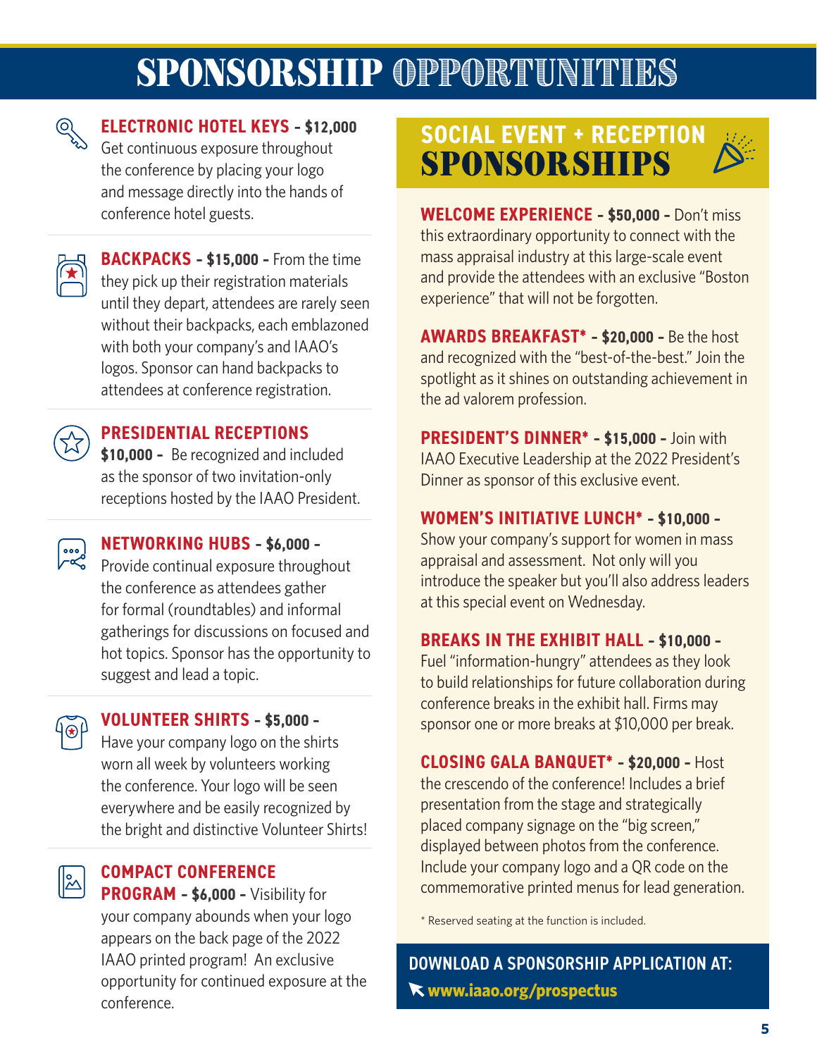# SPONSORSHIP OPPORTUNITIES

**ELECTRONIC HOTEL KEYS - $12,000**
Get continuous exposure throughout the conference by placing your logo and message directly into the hands of conference hotel guests.

**BACKPACKS - $15,000 -** From the time they pick up their registration materials until they depart, attendees are rarely seen without their backpacks, each emblazoned with both your company's and IAAO's logos. Sponsor can hand backpacks to attendees at conference registration.

**PRESIDENTIAL RECEPTIONS**
**$10,000 -** Be recognized and included as the sponsor of two invitation-only receptions hosted by the IAAO President.

**NETWORKING HUBS - $6,000 -**
Provide continual exposure throughout the conference as attendees gather for formal (roundtables) and informal gatherings for discussions on focused and hot topics. Sponsor has the opportunity to suggest and lead a topic.

**VOLUNTEER SHIRTS - $5,000 -**
Have your company logo on the shirts worn all week by volunteers working the conference. Your logo will be seen everywhere and be easily recognized by the bright and distinctive Volunteer Shirts!

**COMPACT CONFERENCE PROGRAM - $6,000 -** Visibility for your company abounds when your logo appears on the back page of the 2022 IAAO printed program! An exclusive opportunity for continued exposure at the conference.

## SOCIAL EVENT + RECEPTION SPONSORSHIPS

**WELCOME EXPERIENCE - $50,000 -** Don't miss this extraordinary opportunity to connect with the mass appraisal industry at this large-scale event and provide the attendees with an exclusive "Boston experience" that will not be forgotten.

**AWARDS BREAKFAST* - $20,000 -** Be the host and recognized with the "best-of-the-best." Join the spotlight as it shines on outstanding achievement in the ad valorem profession.

**PRESIDENT'S DINNER* - $15,000 -** Join with IAAO Executive Leadership at the 2022 President's Dinner as sponsor of this exclusive event.

**WOMEN'S INITIATIVE LUNCH* - $10,000 -**
Show your company's support for women in mass appraisal and assessment. Not only will you introduce the speaker but you'll also address leaders at this special event on Wednesday.

**BREAKS IN THE EXHIBIT HALL - $10,000 -**
Fuel "information-hungry" attendees as they look to build relationships for future collaboration during conference breaks in the exhibit hall. Firms may sponsor one or more breaks at $10,000 per break.

**CLOSING GALA BANQUET* - $20,000 -** Host the crescendo of the conference! Includes a brief presentation from the stage and strategically placed company signage on the "big screen," displayed between photos from the conference. Include your company logo and a QR code on the commemorative printed menus for lead generation.

* Reserved seating at the function is included.

**DOWNLOAD A SPONSORSHIP APPLICATION AT:**
**www.iaao.org/prospectus**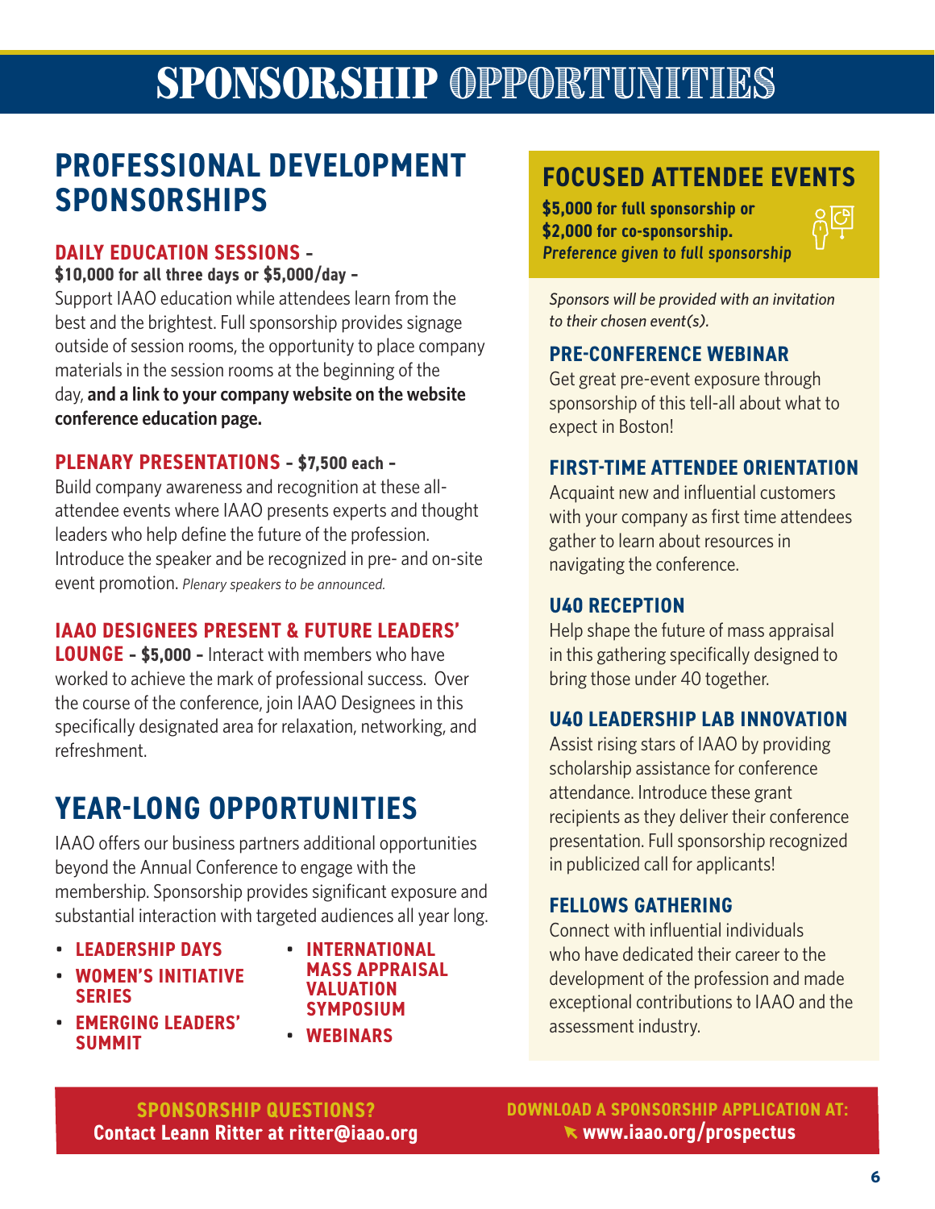# SPONSORSHIP OPPORTUNITIES

## PROFESSIONAL DEVELOPMENT SPONSORSHIPS

### DAILY EDUCATION SESSIONS –

**$10,000 for all three days or $5,000/day –**
Support IAAO education while attendees learn from the best and the brightest. Full sponsorship provides signage outside of session rooms, the opportunity to place company materials in the session rooms at the beginning of the day, **and a link to your company website on the website conference education page.**

### PLENARY PRESENTATIONS – $7,500 each –

Build company awareness and recognition at these all-attendee events where IAAO presents experts and thought leaders who help define the future of the profession. Introduce the speaker and be recognized in pre- and on-site event promotion. *Plenary speakers to be announced.*

### IAAO DESIGNEES PRESENT & FUTURE LEADERS' LOUNGE – $5,000 –

Interact with members who have worked to achieve the mark of professional success. Over the course of the conference, join IAAO Designees in this specifically designated area for relaxation, networking, and refreshment.

## YEAR-LONG OPPORTUNITIES

IAAO offers our business partners additional opportunities beyond the Annual Conference to engage with the membership. Sponsorship provides significant exposure and substantial interaction with targeted audiences all year long.

- **LEADERSHIP DAYS**
- **WOMEN'S INITIATIVE SERIES**
- **EMERGING LEADERS' SUMMIT**
- **INTERNATIONAL MASS APPRAISAL VALUATION SYMPOSIUM**
- **WEBINARS**

## FOCUSED ATTENDEE EVENTS

**$5,000 for full sponsorship or $2,000 for co-sponsorship.**
***Preference given to full sponsorship***

*Sponsors will be provided with an invitation to their chosen event(s).*

### PRE-CONFERENCE WEBINAR

Get great pre-event exposure through sponsorship of this tell-all about what to expect in Boston!

### FIRST-TIME ATTENDEE ORIENTATION

Acquaint new and influential customers with your company as first time attendees gather to learn about resources in navigating the conference.

### U40 RECEPTION

Help shape the future of mass appraisal in this gathering specifically designed to bring those under 40 together.

### U40 LEADERSHIP LAB INNOVATION

Assist rising stars of IAAO by providing scholarship assistance for conference attendance. Introduce these grant recipients as they deliver their conference presentation. Full sponsorship recognized in publicized call for applicants!

### FELLOWS GATHERING

Connect with influential individuals who have dedicated their career to the development of the profession and made exceptional contributions to IAAO and the assessment industry.

**SPONSORSHIP QUESTIONS?**
**Contact Leann Ritter at ritter@iaao.org**

**DOWNLOAD A SPONSORSHIP APPLICATION AT:**
**www.iaao.org/prospectus**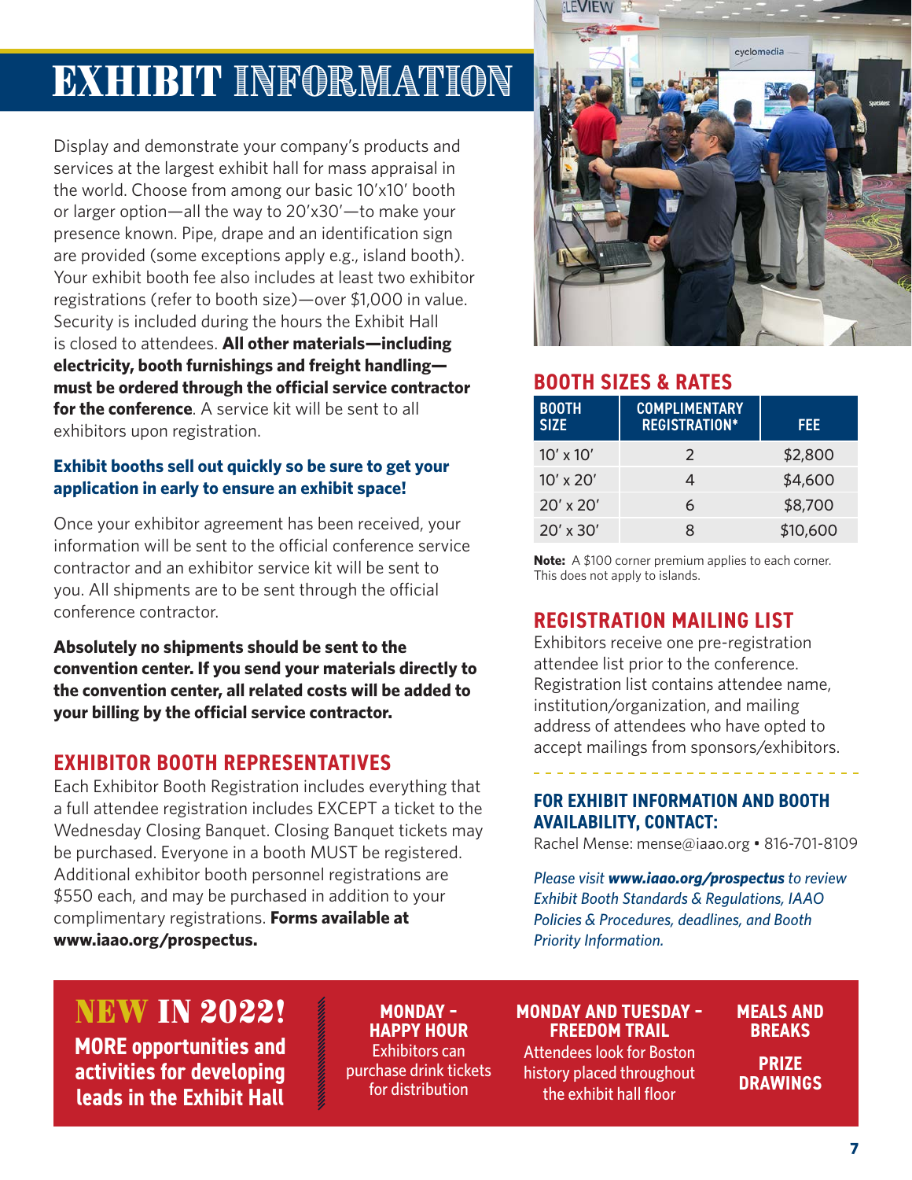# EXHIBIT INFORMATION

Display and demonstrate your company's products and services at the largest exhibit hall for mass appraisal in the world. Choose from among our basic 10′x10′ booth or larger option—all the way to 20′x30′—to make your presence known. Pipe, drape and an identification sign are provided (some exceptions apply e.g., island booth). Your exhibit booth fee also includes at least two exhibitor registrations (refer to booth size)—over $1,000 in value. Security is included during the hours the Exhibit Hall is closed to attendees. **All other materials—including electricity, booth furnishings and freight handling—must be ordered through the official service contractor for the conference**. A service kit will be sent to all exhibitors upon registration.

**Exhibit booths sell out quickly so be sure to get your application in early to ensure an exhibit space!**

Once your exhibitor agreement has been received, your information will be sent to the official conference service contractor and an exhibitor service kit will be sent to you. All shipments are to be sent through the official conference contractor.

**Absolutely no shipments should be sent to the convention center. If you send your materials directly to the convention center, all related costs will be added to your billing by the official service contractor.**

## EXHIBITOR BOOTH REPRESENTATIVES

Each Exhibitor Booth Registration includes everything that a full attendee registration includes EXCEPT a ticket to the Wednesday Closing Banquet. Closing Banquet tickets may be purchased. Everyone in a booth MUST be registered. Additional exhibitor booth personnel registrations are $550 each, and may be purchased in addition to your complimentary registrations. **Forms available at www.iaao.org/prospectus.**

## BOOTH SIZES & RATES

| BOOTH SIZE | COMPLIMENTARY REGISTRATION* | FEE |
|---|---|---|
| 10′ x 10′ | 2 | $2,800 |
| 10′ x 20′ | 4 | $4,600 |
| 20′ x 20′ | 6 | $8,700 |
| 20′ x 30′ | 8 | $10,600 |

**Note:** A $100 corner premium applies to each corner. This does not apply to islands.

## REGISTRATION MAILING LIST

Exhibitors receive one pre-registration attendee list prior to the conference. Registration list contains attendee name, institution/organization, and mailing address of attendees who have opted to accept mailings from sponsors/exhibitors.

### FOR EXHIBIT INFORMATION AND BOOTH AVAILABILITY, CONTACT:

Rachel Mense: mense@iaao.org • 816-701-8109

*Please visit **www.iaao.org/prospectus** to review Exhibit Booth Standards & Regulations, IAAO Policies & Procedures, deadlines, and Booth Priority Information.*

## NEW IN 2022!

**MORE opportunities and activities for developing leads in the Exhibit Hall**

**MONDAY – HAPPY HOUR**
Exhibitors can purchase drink tickets for distribution

**MONDAY AND TUESDAY – FREEDOM TRAIL**
Attendees look for Boston history placed throughout the exhibit hall floor

**MEALS AND BREAKS**

**PRIZE DRAWINGS**